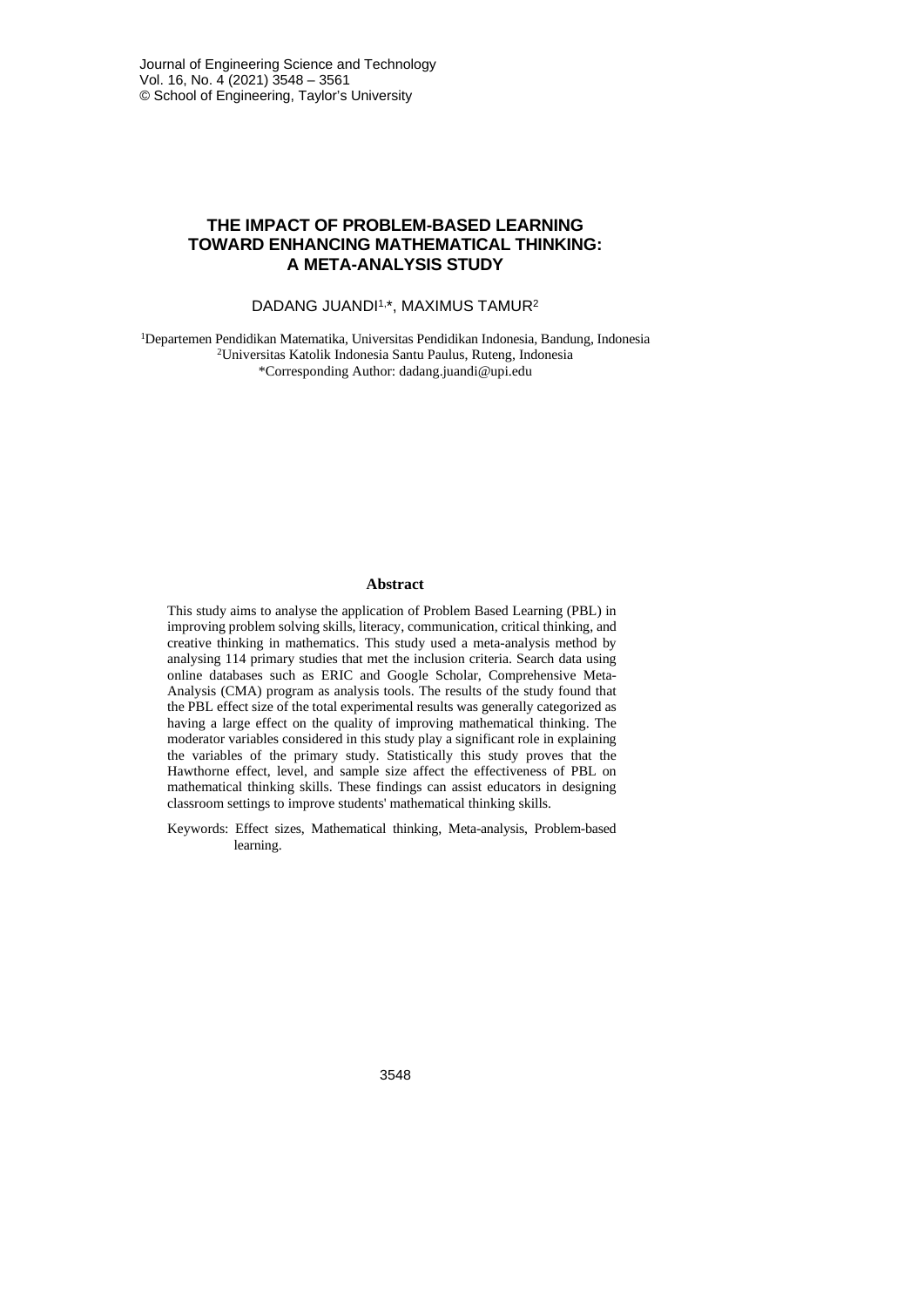# THE IMPACT OF PROBLEM-BASED LEARNING TOWARD ENHANCING MATHEMATICAL THINKING: A META-ANALYSIS STUDY

DADANG JUANDI[1,*], MAXIMUS TAMUR[2]

[1]Departemen Pendidikan Matematika, Universitas Pendidikan Indonesia, Bandung, Indonesia
[2]Universitas Katolik Indonesia Santu Paulus, Ruteng, Indonesia
*Corresponding Author: dadang.juandi@upi.edu

### Abstract

This study aims to analyse the application of Problem Based Learning (PBL) in improving problem solving skills, literacy, communication, critical thinking, and creative thinking in mathematics. This study used a meta-analysis method by analysing 114 primary studies that met the inclusion criteria. Search data using online databases such as ERIC and Google Scholar, Comprehensive Meta-Analysis (CMA) program as analysis tools. The results of the study found that the PBL effect size of the total experimental results was generally categorized as having a large effect on the quality of improving mathematical thinking. The moderator variables considered in this study play a significant role in explaining the variables of the primary study. Statistically this study proves that the Hawthorne effect, level, and sample size affect the effectiveness of PBL on mathematical thinking skills. These findings can assist educators in designing classroom settings to improve students' mathematical thinking skills.

Keywords: Effect sizes, Mathematical thinking, Meta-analysis, Problem-based learning.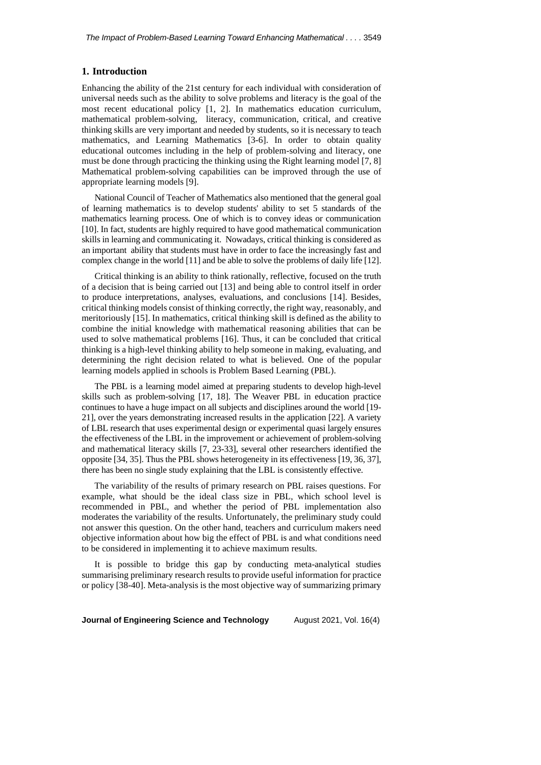## 1. Introduction

Enhancing the ability of the 21st century for each individual with consideration of universal needs such as the ability to solve problems and literacy is the goal of the most recent educational policy [1, 2]. In mathematics education curriculum, mathematical problem-solving, literacy, communication, critical, and creative thinking skills are very important and needed by students, so it is necessary to teach mathematics, and Learning Mathematics [3-6]. In order to obtain quality educational outcomes including in the help of problem-solving and literacy, one must be done through practicing the thinking using the Right learning model [7, 8] Mathematical problem-solving capabilities can be improved through the use of appropriate learning models [9].

National Council of Teacher of Mathematics also mentioned that the general goal of learning mathematics is to develop students' ability to set 5 standards of the mathematics learning process. One of which is to convey ideas or communication [10]. In fact, students are highly required to have good mathematical communication skills in learning and communicating it. Nowadays, critical thinking is considered as an important ability that students must have in order to face the increasingly fast and complex change in the world [11] and be able to solve the problems of daily life [12].

Critical thinking is an ability to think rationally, reflective, focused on the truth of a decision that is being carried out [13] and being able to control itself in order to produce interpretations, analyses, evaluations, and conclusions [14]. Besides, critical thinking models consist of thinking correctly, the right way, reasonably, and meritoriously [15]. In mathematics, critical thinking skill is defined as the ability to combine the initial knowledge with mathematical reasoning abilities that can be used to solve mathematical problems [16]. Thus, it can be concluded that critical thinking is a high-level thinking ability to help someone in making, evaluating, and determining the right decision related to what is believed. One of the popular learning models applied in schools is Problem Based Learning (PBL).

The PBL is a learning model aimed at preparing students to develop high-level skills such as problem-solving [17, 18]. The Weaver PBL in education practice continues to have a huge impact on all subjects and disciplines around the world [19-21], over the years demonstrating increased results in the application [22]. A variety of LBL research that uses experimental design or experimental quasi largely ensures the effectiveness of the LBL in the improvement or achievement of problem-solving and mathematical literacy skills [7, 23-33], several other researchers identified the opposite [34, 35]. Thus the PBL shows heterogeneity in its effectiveness [19, 36, 37], there has been no single study explaining that the LBL is consistently effective.

The variability of the results of primary research on PBL raises questions. For example, what should be the ideal class size in PBL, which school level is recommended in PBL, and whether the period of PBL implementation also moderates the variability of the results. Unfortunately, the preliminary study could not answer this question. On the other hand, teachers and curriculum makers need objective information about how big the effect of PBL is and what conditions need to be considered in implementing it to achieve maximum results.

It is possible to bridge this gap by conducting meta-analytical studies summarising preliminary research results to provide useful information for practice or policy [38-40]. Meta-analysis is the most objective way of summarizing primary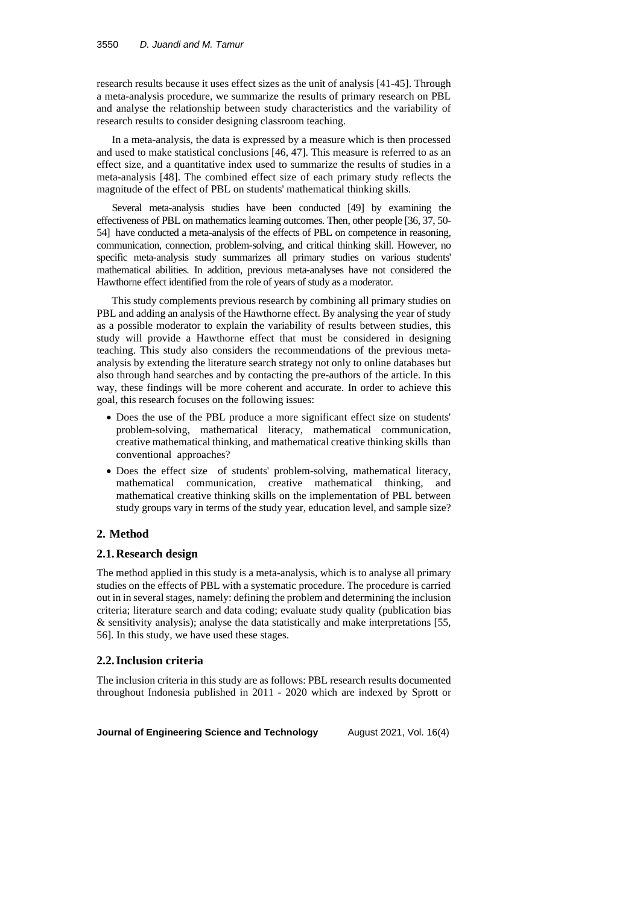research results because it uses effect sizes as the unit of analysis [41-45]. Through a meta-analysis procedure, we summarize the results of primary research on PBL and analyse the relationship between study characteristics and the variability of research results to consider designing classroom teaching.

In a meta-analysis, the data is expressed by a measure which is then processed and used to make statistical conclusions [46, 47]. This measure is referred to as an effect size, and a quantitative index used to summarize the results of studies in a meta-analysis [48]. The combined effect size of each primary study reflects the magnitude of the effect of PBL on students' mathematical thinking skills.

Several meta-analysis studies have been conducted [49] by examining the effectiveness of PBL on mathematics learning outcomes. Then, other people [36, 37, 50-54] have conducted a meta-analysis of the effects of PBL on competence in reasoning, communication, connection, problem-solving, and critical thinking skill. However, no specific meta-analysis study summarizes all primary studies on various students' mathematical abilities. In addition, previous meta-analyses have not considered the Hawthorne effect identified from the role of years of study as a moderator.

This study complements previous research by combining all primary studies on PBL and adding an analysis of the Hawthorne effect. By analysing the year of study as a possible moderator to explain the variability of results between studies, this study will provide a Hawthorne effect that must be considered in designing teaching. This study also considers the recommendations of the previous meta-analysis by extending the literature search strategy not only to online databases but also through hand searches and by contacting the pre-authors of the article. In this way, these findings will be more coherent and accurate. In order to achieve this goal, this research focuses on the following issues:

- Does the use of the PBL produce a more significant effect size on students' problem-solving, mathematical literacy, mathematical communication, creative mathematical thinking, and mathematical creative thinking skills than conventional approaches?
- Does the effect size of students' problem-solving, mathematical literacy, mathematical communication, creative mathematical thinking, and mathematical creative thinking skills on the implementation of PBL between study groups vary in terms of the study year, education level, and sample size?

## 2. Method

### 2.1. Research design

The method applied in this study is a meta-analysis, which is to analyse all primary studies on the effects of PBL with a systematic procedure. The procedure is carried out in in several stages, namely: defining the problem and determining the inclusion criteria; literature search and data coding; evaluate study quality (publication bias & sensitivity analysis); analyse the data statistically and make interpretations [55, 56]. In this study, we have used these stages.

### 2.2. Inclusion criteria

The inclusion criteria in this study are as follows: PBL research results documented throughout Indonesia published in 2011 - 2020 which are indexed by Sprott or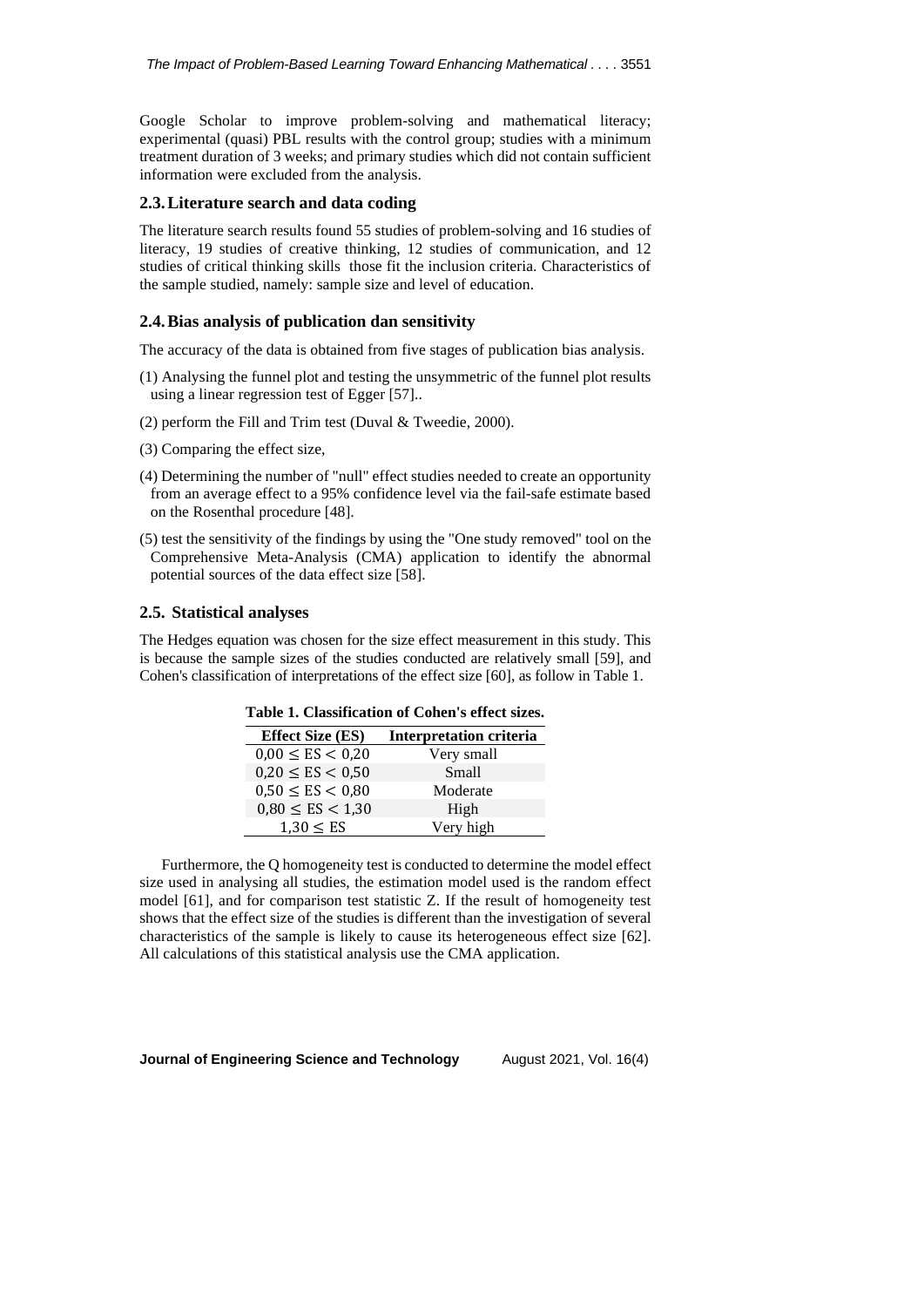Google Scholar to improve problem-solving and mathematical literacy; experimental (quasi) PBL results with the control group; studies with a minimum treatment duration of 3 weeks; and primary studies which did not contain sufficient information were excluded from the analysis.

## 2.3. Literature search and data coding

The literature search results found 55 studies of problem-solving and 16 studies of literacy, 19 studies of creative thinking, 12 studies of communication, and 12 studies of critical thinking skills those fit the inclusion criteria. Characteristics of the sample studied, namely: sample size and level of education.

## 2.4. Bias analysis of publication dan sensitivity

The accuracy of the data is obtained from five stages of publication bias analysis.

(1) Analysing the funnel plot and testing the unsymmetric of the funnel plot results using a linear regression test of Egger [57]..

(2) perform the Fill and Trim test (Duval & Tweedie, 2000).

(3) Comparing the effect size,

(4) Determining the number of "null" effect studies needed to create an opportunity from an average effect to a 95% confidence level via the fail-safe estimate based on the Rosenthal procedure [48].

(5) test the sensitivity of the findings by using the "One study removed" tool on the Comprehensive Meta-Analysis (CMA) application to identify the abnormal potential sources of the data effect size [58].

## 2.5. Statistical analyses

The Hedges equation was chosen for the size effect measurement in this study. This is because the sample sizes of the studies conducted are relatively small [59], and Cohen's classification of interpretations of the effect size [60], as follow in Table 1.

**Table 1. Classification of Cohen's effect sizes.**

| Effect Size (ES) | Interpretation criteria |
|---|---|
| $0{,}00 \leq \text{ES} < 0{,}20$ | Very small |
| $0{,}20 \leq \text{ES} < 0{,}50$ | Small |
| $0{,}50 \leq \text{ES} < 0{,}80$ | Moderate |
| $0{,}80 \leq \text{ES} < 1{,}30$ | High |
| $1{,}30 \leq \text{ES}$ | Very high |

Furthermore, the Q homogeneity test is conducted to determine the model effect size used in analysing all studies, the estimation model used is the random effect model [61], and for comparison test statistic Z. If the result of homogeneity test shows that the effect size of the studies is different than the investigation of several characteristics of the sample is likely to cause its heterogeneous effect size [62]. All calculations of this statistical analysis use the CMA application.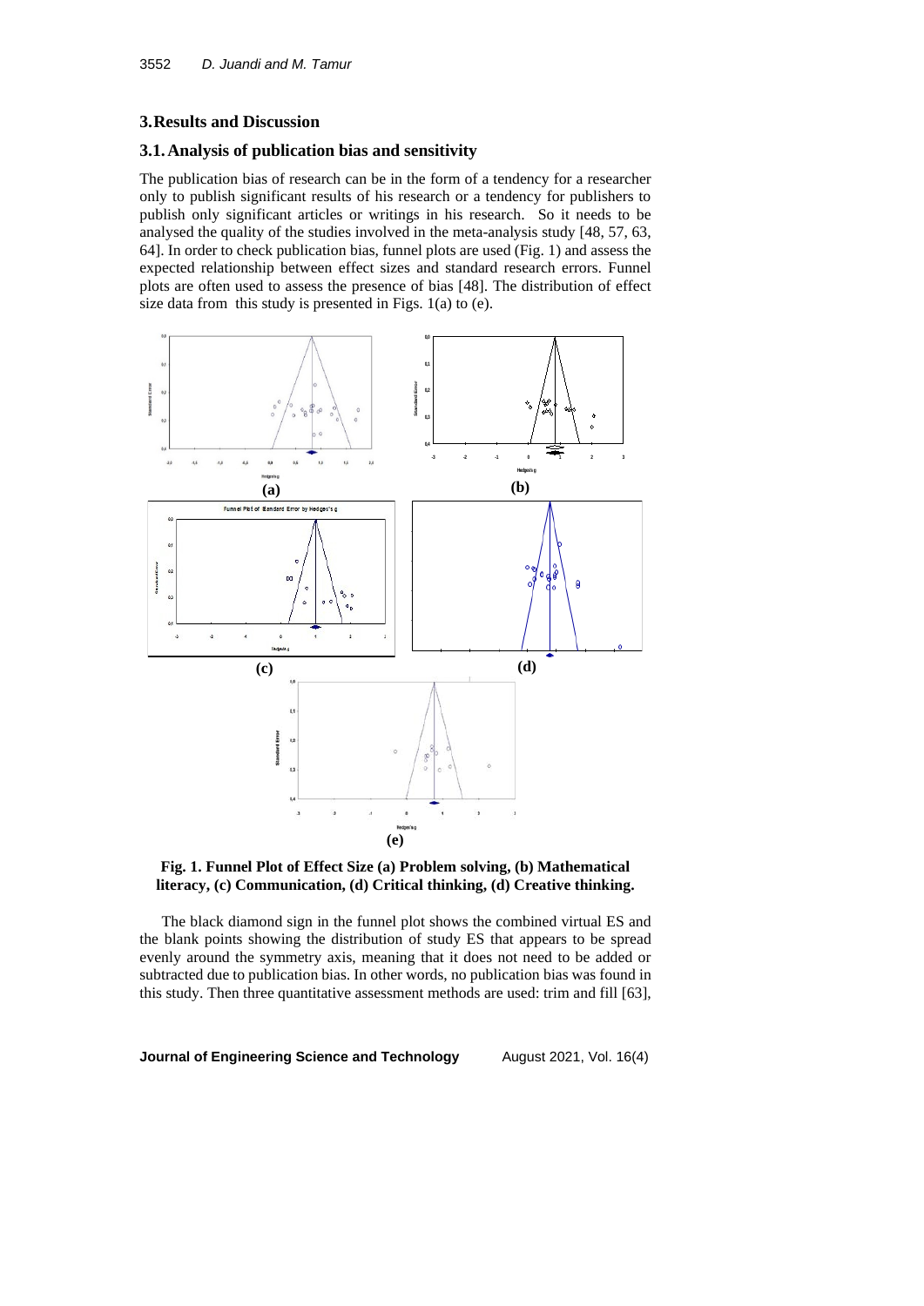## 3. Results and Discussion

### 3.1. Analysis of publication bias and sensitivity

The publication bias of research can be in the form of a tendency for a researcher only to publish significant results of his research or a tendency for publishers to publish only significant articles or writings in his research. So it needs to be analysed the quality of the studies involved in the meta-analysis study [48, 57, 63, 64]. In order to check publication bias, funnel plots are used (Fig. 1) and assess the expected relationship between effect sizes and standard research errors. Funnel plots are often used to assess the presence of bias [48]. The distribution of effect size data from this study is presented in Figs. 1(a) to (e).

**Fig. 1. Funnel Plot of Effect Size (a) Problem solving, (b) Mathematical literacy, (c) Communication, (d) Critical thinking, (d) Creative thinking.**

The black diamond sign in the funnel plot shows the combined virtual ES and the blank points showing the distribution of study ES that appears to be spread evenly around the symmetry axis, meaning that it does not need to be added or subtracted due to publication bias. In other words, no publication bias was found in this study. Then three quantitative assessment methods are used: trim and fill [63],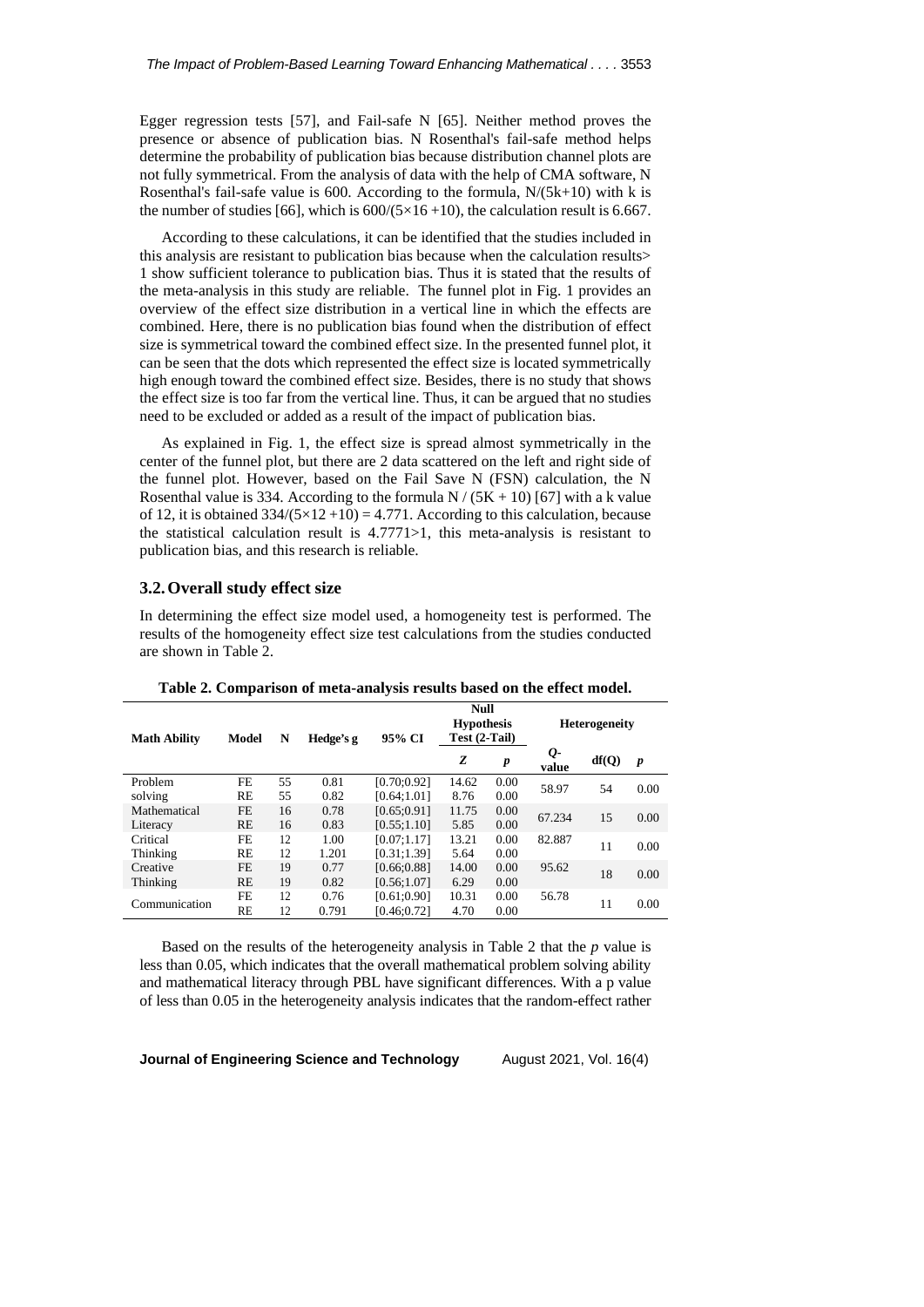Egger regression tests [57], and Fail-safe N [65]. Neither method proves the presence or absence of publication bias. N Rosenthal's fail-safe method helps determine the probability of publication bias because distribution channel plots are not fully symmetrical. From the analysis of data with the help of CMA software, N Rosenthal's fail-safe value is 600. According to the formula, N/(5k+10) with k is the number of studies [66], which is $600/(5\times16+10)$, the calculation result is 6.667.

According to these calculations, it can be identified that the studies included in this analysis are resistant to publication bias because when the calculation results> 1 show sufficient tolerance to publication bias. Thus it is stated that the results of the meta-analysis in this study are reliable. The funnel plot in Fig. 1 provides an overview of the effect size distribution in a vertical line in which the effects are combined. Here, there is no publication bias found when the distribution of effect size is symmetrical toward the combined effect size. In the presented funnel plot, it can be seen that the dots which represented the effect size is located symmetrically high enough toward the combined effect size. Besides, there is no study that shows the effect size is too far from the vertical line. Thus, it can be argued that no studies need to be excluded or added as a result of the impact of publication bias.

As explained in Fig. 1, the effect size is spread almost symmetrically in the center of the funnel plot, but there are 2 data scattered on the left and right side of the funnel plot. However, based on the Fail Save N (FSN) calculation, the N Rosenthal value is 334. According to the formula N / (5K + 10) [67] with a k value of 12, it is obtained $334/(5\times12+10) = 4.771$. According to this calculation, because the statistical calculation result is 4.7771>1, this meta-analysis is resistant to publication bias, and this research is reliable.

## 3.2. Overall study effect size

In determining the effect size model used, a homogeneity test is performed. The results of the homogeneity effect size test calculations from the studies conducted are shown in Table 2.

**Table 2. Comparison of meta-analysis results based on the effect model.**

| Math Ability | Model | N | Hedge's g | 95% CI | Null Hypothesis Test (2-Tail) | | Heterogeneity | | |
|---|---|---|---|---|---|---|---|---|---|
| | | | | | *Z* | *p* | *Q*-value | df(Q) | *p* |
| Problem solving | FE | 55 | 0.81 | [0.70;0.92] | 14.62 | 0.00 | 58.97 | 54 | 0.00 |
| | RE | 55 | 0.82 | [0.64;1.01] | 8.76 | 0.00 | | | |
| Mathematical Literacy | FE | 16 | 0.78 | [0.65;0.91] | 11.75 | 0.00 | 67.234 | 15 | 0.00 |
| | RE | 16 | 0.83 | [0.55;1.10] | 5.85 | 0.00 | | | |
| Critical Thinking | FE | 12 | 1.00 | [0.07;1.17] | 13.21 | 0.00 | 82.887 | 11 | 0.00 |
| | RE | 12 | 1.201 | [0.31;1.39] | 5.64 | 0.00 | | | |
| Creative Thinking | FE | 19 | 0.77 | [0.66;0.88] | 14.00 | 0.00 | 95.62 | 18 | 0.00 |
| | RE | 19 | 0.82 | [0.56;1.07] | 6.29 | 0.00 | | | |
| Communication | FE | 12 | 0.76 | [0.61;0.90] | 10.31 | 0.00 | 56.78 | 11 | 0.00 |
| | RE | 12 | 0.791 | [0.46;0.72] | 4.70 | 0.00 | | | |

Based on the results of the heterogeneity analysis in Table 2 that the *p* value is less than 0.05, which indicates that the overall mathematical problem solving ability and mathematical literacy through PBL have significant differences. With a p value of less than 0.05 in the heterogeneity analysis indicates that the random-effect rather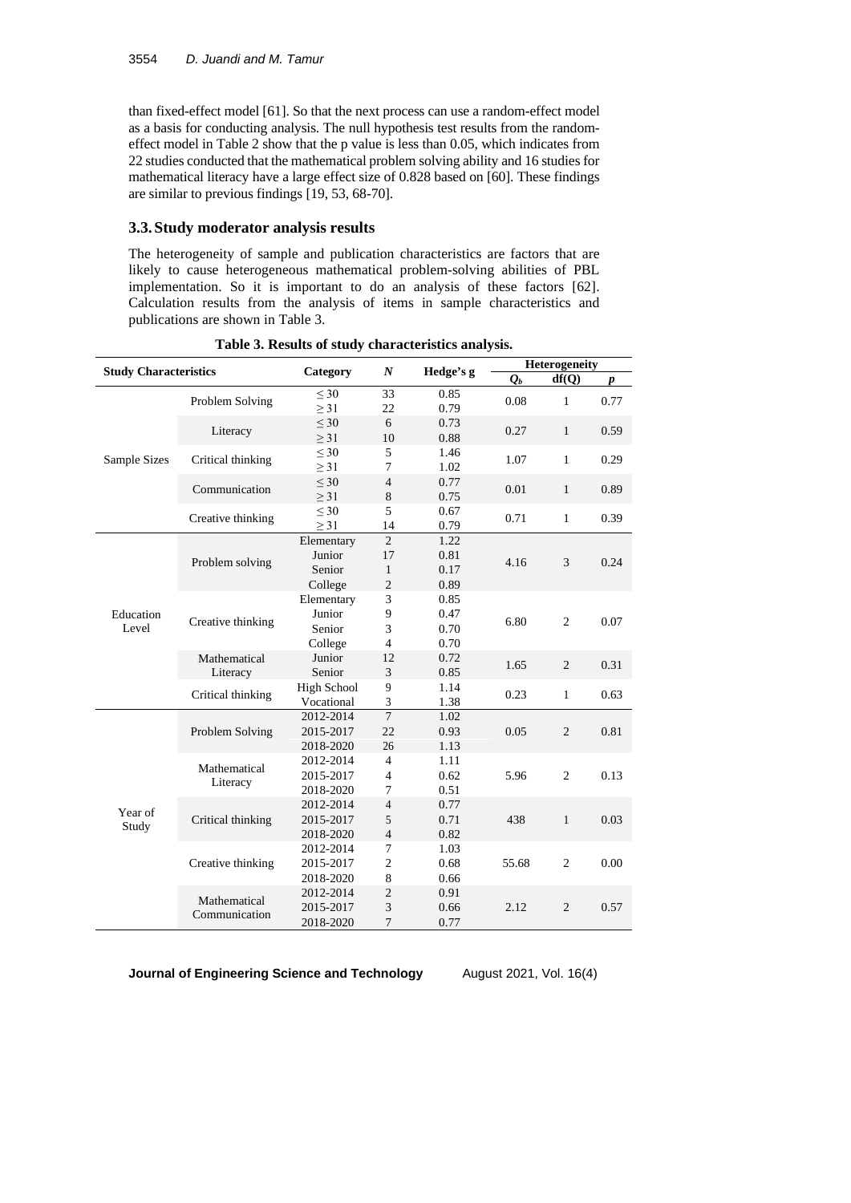than fixed-effect model [61]. So that the next process can use a random-effect model as a basis for conducting analysis. The null hypothesis test results from the random-effect model in Table 2 show that the p value is less than 0.05, which indicates from 22 studies conducted that the mathematical problem solving ability and 16 studies for mathematical literacy have a large effect size of 0.828 based on [60]. These findings are similar to previous findings [19, 53, 68-70].

## 3.3. Study moderator analysis results

The heterogeneity of sample and publication characteristics are factors that are likely to cause heterogeneous mathematical problem-solving abilities of PBL implementation. So it is important to do an analysis of these factors [62]. Calculation results from the analysis of items in sample characteristics and publications are shown in Table 3.

**Table 3. Results of study characteristics analysis.**

| Study Characteristics | | Category | *N* | Hedge's g | Heterogeneity | | |
|---|---|---|---|---|---|---|---|
| | | | | | $Q_b$ | df(Q) | *p* |
| Sample Sizes | Problem Solving | ≤ 30 | 33 | 0.85 | 0.08 | 1 | 0.77 |
| | | ≥ 31 | 22 | 0.79 | | | |
| | Literacy | ≤ 30 | 6 | 0.73 | 0.27 | 1 | 0.59 |
| | | ≥ 31 | 10 | 0.88 | | | |
| | Critical thinking | ≤ 30 | 5 | 1.46 | 1.07 | 1 | 0.29 |
| | | ≥ 31 | 7 | 1.02 | | | |
| | Communication | ≤ 30 | 4 | 0.77 | 0.01 | 1 | 0.89 |
| | | ≥ 31 | 8 | 0.75 | | | |
| | Creative thinking | ≤ 30 | 5 | 0.67 | 0.71 | 1 | 0.39 |
| | | ≥ 31 | 14 | 0.79 | | | |
| Education Level | Problem solving | Elementary | 2 | 1.22 | 4.16 | 3 | 0.24 |
| | | Junior | 17 | 0.81 | | | |
| | | Senior | 1 | 0.17 | | | |
| | | College | 2 | 0.89 | | | |
| | Creative thinking | Elementary | 3 | 0.85 | 6.80 | 2 | 0.07 |
| | | Junior | 9 | 0.47 | | | |
| | | Senior | 3 | 0.70 | | | |
| | | College | 4 | 0.70 | | | |
| | Mathematical Literacy | Junior | 12 | 0.72 | 1.65 | 2 | 0.31 |
| | | Senior | 3 | 0.85 | | | |
| | Critical thinking | High School | 9 | 1.14 | 0.23 | 1 | 0.63 |
| | | Vocational | 3 | 1.38 | | | |
| Year of Study | Problem Solving | 2012-2014 | 7 | 1.02 | 0.05 | 2 | 0.81 |
| | | 2015-2017 | 22 | 0.93 | | | |
| | | 2018-2020 | 26 | 1.13 | | | |
| | Mathematical Literacy | 2012-2014 | 4 | 1.11 | 5.96 | 2 | 0.13 |
| | | 2015-2017 | 4 | 0.62 | | | |
| | | 2018-2020 | 7 | 0.51 | | | |
| | Critical thinking | 2012-2014 | 4 | 0.77 | 438 | 1 | 0.03 |
| | | 2015-2017 | 5 | 0.71 | | | |
| | | 2018-2020 | 4 | 0.82 | | | |
| | Creative thinking | 2012-2014 | 7 | 1.03 | 55.68 | 2 | 0.00 |
| | | 2015-2017 | 2 | 0.68 | | | |
| | | 2018-2020 | 8 | 0.66 | | | |
| | Mathematical Communication | 2012-2014 | 2 | 0.91 | 2.12 | 2 | 0.57 |
| | | 2015-2017 | 3 | 0.66 | | | |
| | | 2018-2020 | 7 | 0.77 | | | |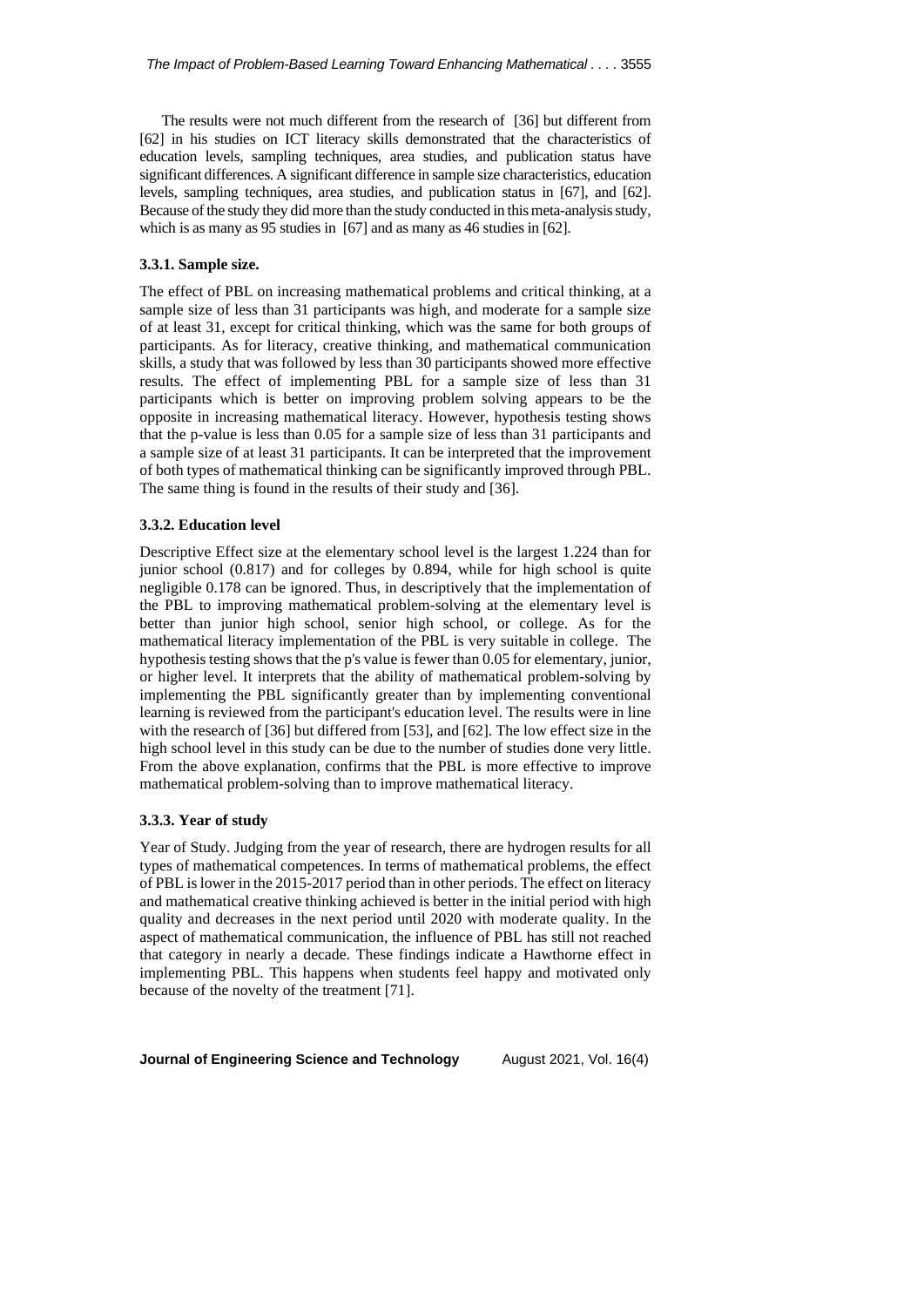The results were not much different from the research of [36] but different from [62] in his studies on ICT literacy skills demonstrated that the characteristics of education levels, sampling techniques, area studies, and publication status have significant differences. A significant difference in sample size characteristics, education levels, sampling techniques, area studies, and publication status in [67], and [62]. Because of the study they did more than the study conducted in this meta-analysis study, which is as many as 95 studies in [67] and as many as 46 studies in [62].

### 3.3.1. Sample size.

The effect of PBL on increasing mathematical problems and critical thinking, at a sample size of less than 31 participants was high, and moderate for a sample size of at least 31, except for critical thinking, which was the same for both groups of participants. As for literacy, creative thinking, and mathematical communication skills, a study that was followed by less than 30 participants showed more effective results. The effect of implementing PBL for a sample size of less than 31 participants which is better on improving problem solving appears to be the opposite in increasing mathematical literacy. However, hypothesis testing shows that the p-value is less than 0.05 for a sample size of less than 31 participants and a sample size of at least 31 participants. It can be interpreted that the improvement of both types of mathematical thinking can be significantly improved through PBL. The same thing is found in the results of their study and [36].

### 3.3.2. Education level

Descriptive Effect size at the elementary school level is the largest 1.224 than for junior school (0.817) and for colleges by 0.894, while for high school is quite negligible 0.178 can be ignored. Thus, in descriptively that the implementation of the PBL to improving mathematical problem-solving at the elementary level is better than junior high school, senior high school, or college. As for the mathematical literacy implementation of the PBL is very suitable in college. The hypothesis testing shows that the p's value is fewer than 0.05 for elementary, junior, or higher level. It interprets that the ability of mathematical problem-solving by implementing the PBL significantly greater than by implementing conventional learning is reviewed from the participant's education level. The results were in line with the research of [36] but differed from [53], and [62]. The low effect size in the high school level in this study can be due to the number of studies done very little. From the above explanation, confirms that the PBL is more effective to improve mathematical problem-solving than to improve mathematical literacy.

### 3.3.3. Year of study

Year of Study. Judging from the year of research, there are hydrogen results for all types of mathematical competences. In terms of mathematical problems, the effect of PBL is lower in the 2015-2017 period than in other periods. The effect on literacy and mathematical creative thinking achieved is better in the initial period with high quality and decreases in the next period until 2020 with moderate quality. In the aspect of mathematical communication, the influence of PBL has still not reached that category in nearly a decade. These findings indicate a Hawthorne effect in implementing PBL. This happens when students feel happy and motivated only because of the novelty of the treatment [71].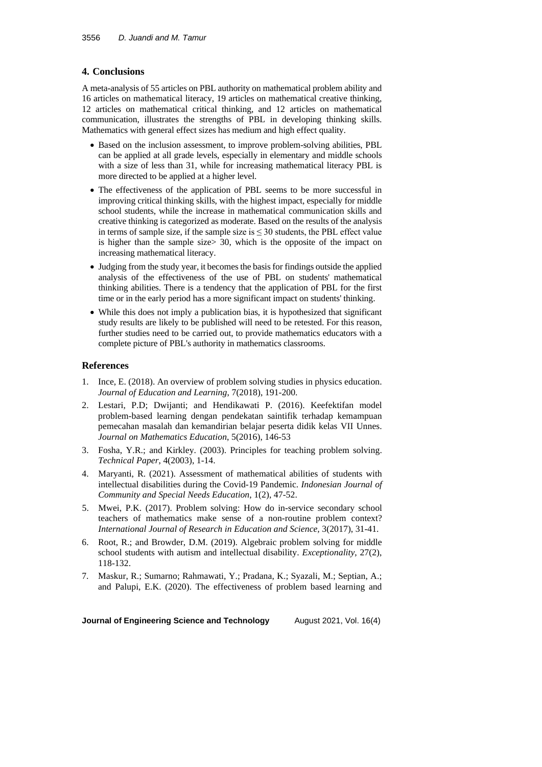## 4. Conclusions

A meta-analysis of 55 articles on PBL authority on mathematical problem ability and 16 articles on mathematical literacy, 19 articles on mathematical creative thinking, 12 articles on mathematical critical thinking, and 12 articles on mathematical communication, illustrates the strengths of PBL in developing thinking skills. Mathematics with general effect sizes has medium and high effect quality.

- Based on the inclusion assessment, to improve problem-solving abilities, PBL can be applied at all grade levels, especially in elementary and middle schools with a size of less than 31, while for increasing mathematical literacy PBL is more directed to be applied at a higher level.
- The effectiveness of the application of PBL seems to be more successful in improving critical thinking skills, with the highest impact, especially for middle school students, while the increase in mathematical communication skills and creative thinking is categorized as moderate. Based on the results of the analysis in terms of sample size, if the sample size is $\leq 30$ students, the PBL effect value is higher than the sample size> 30, which is the opposite of the impact on increasing mathematical literacy.
- Judging from the study year, it becomes the basis for findings outside the applied analysis of the effectiveness of the use of PBL on students' mathematical thinking abilities. There is a tendency that the application of PBL for the first time or in the early period has a more significant impact on students' thinking.
- While this does not imply a publication bias, it is hypothesized that significant study results are likely to be published will need to be retested. For this reason, further studies need to be carried out, to provide mathematics educators with a complete picture of PBL's authority in mathematics classrooms.

## References

1. Ince, E. (2018). An overview of problem solving studies in physics education. *Journal of Education and Learning*, 7(2018), 191-200.
2. Lestari, P.D; Dwijanti; and Hendikawati P. (2016). Keefektifan model problem-based learning dengan pendekatan saintifik terhadap kemampuan pemecahan masalah dan kemandirian belajar peserta didik kelas VII Unnes. *Journal on Mathematics Education*, 5(2016), 146-53
3. Fosha, Y.R.; and Kirkley. (2003). Principles for teaching problem solving. *Technical Paper*, 4(2003), 1-14.
4. Maryanti, R. (2021). Assessment of mathematical abilities of students with intellectual disabilities during the Covid-19 Pandemic. *Indonesian Journal of Community and Special Needs Education*, 1(2), 47-52.
5. Mwei, P.K. (2017). Problem solving: How do in-service secondary school teachers of mathematics make sense of a non-routine problem context? *International Journal of Research in Education and Science,* 3(2017), 31-41.
6. Root, R.; and Browder, D.M. (2019). Algebraic problem solving for middle school students with autism and intellectual disability. *Exceptionality*, 27(2), 118-132.
7. Maskur, R.; Sumarno; Rahmawati, Y.; Pradana, K.; Syazali, M.; Septian, A.; and Palupi, E.K. (2020). The effectiveness of problem based learning and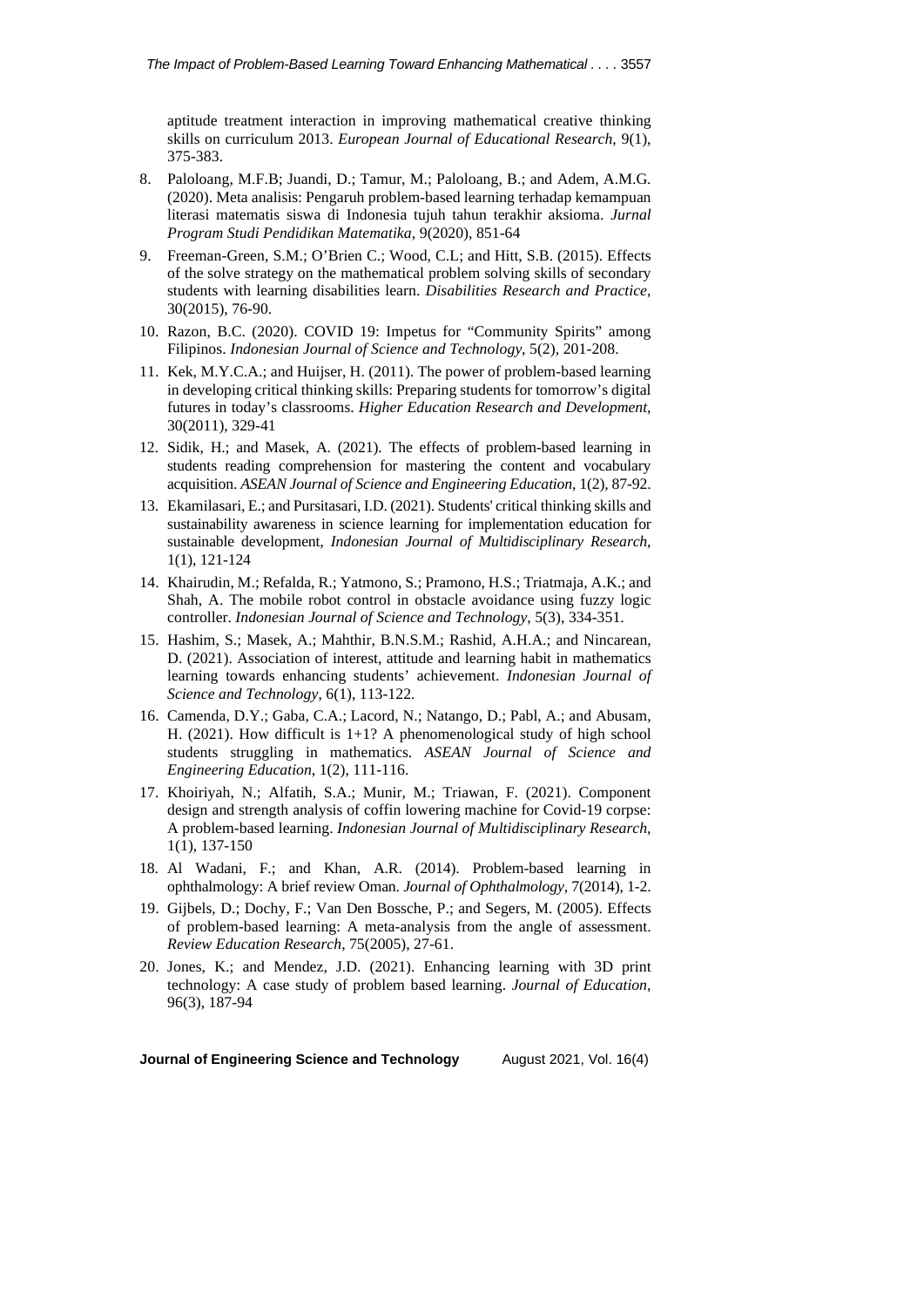aptitude treatment interaction in improving mathematical creative thinking skills on curriculum 2013. *European Journal of Educational Research*, 9(1), 375-383.

8. Paloloang, M.F.B; Juandi, D.; Tamur, M.; Paloloang, B.; and Adem, A.M.G. (2020). Meta analisis: Pengaruh problem-based learning terhadap kemampuan literasi matematis siswa di Indonesia tujuh tahun terakhir aksioma. *Jurnal Program Studi Pendidikan Matematika*, 9(2020), 851-64
9. Freeman-Green, S.M.; O'Brien C.; Wood, C.L; and Hitt, S.B. (2015). Effects of the solve strategy on the mathematical problem solving skills of secondary students with learning disabilities learn. *Disabilities Research and Practice*, 30(2015), 76-90.
10. Razon, B.C. (2020). COVID 19: Impetus for "Community Spirits" among Filipinos. *Indonesian Journal of Science and Technology*, 5(2), 201-208.
11. Kek, M.Y.C.A.; and Huijser, H. (2011). The power of problem-based learning in developing critical thinking skills: Preparing students for tomorrow's digital futures in today's classrooms. *Higher Education Research and Development*, 30(2011), 329-41
12. Sidik, H.; and Masek, A. (2021). The effects of problem-based learning in students reading comprehension for mastering the content and vocabulary acquisition. *ASEAN Journal of Science and Engineering Education*, 1(2), 87-92.
13. Ekamilasari, E.; and Pursitasari, I.D. (2021). Students' critical thinking skills and sustainability awareness in science learning for implementation education for sustainable development, *Indonesian Journal of Multidisciplinary Research*, 1(1), 121-124
14. Khairudin, M.; Refalda, R.; Yatmono, S.; Pramono, H.S.; Triatmaja, A.K.; and Shah, A. The mobile robot control in obstacle avoidance using fuzzy logic controller. *Indonesian Journal of Science and Technology*, 5(3), 334-351.
15. Hashim, S.; Masek, A.; Mahthir, B.N.S.M.; Rashid, A.H.A.; and Nincarean, D. (2021). Association of interest, attitude and learning habit in mathematics learning towards enhancing students' achievement. *Indonesian Journal of Science and Technology*, 6(1), 113-122.
16. Camenda, D.Y.; Gaba, C.A.; Lacord, N.; Natango, D.; Pabl, A.; and Abusam, H. (2021). How difficult is 1+1? A phenomenological study of high school students struggling in mathematics. *ASEAN Journal of Science and Engineering Education*, 1(2), 111-116.
17. Khoiriyah, N.; Alfatih, S.A.; Munir, M.; Triawan, F. (2021). Component design and strength analysis of coffin lowering machine for Covid-19 corpse: A problem-based learning. *Indonesian Journal of Multidisciplinary Research*, 1(1), 137-150
18. Al Wadani, F.; and Khan, A.R. (2014). Problem-based learning in ophthalmology: A brief review Oman. *Journal of Ophthalmology*, 7(2014), 1-2.
19. Gijbels, D.; Dochy, F.; Van Den Bossche, P.; and Segers, M. (2005). Effects of problem-based learning: A meta-analysis from the angle of assessment. *Review Education Research*, 75(2005), 27-61.
20. Jones, K.; and Mendez, J.D. (2021). Enhancing learning with 3D print technology: A case study of problem based learning. *Journal of Education*, 96(3), 187-94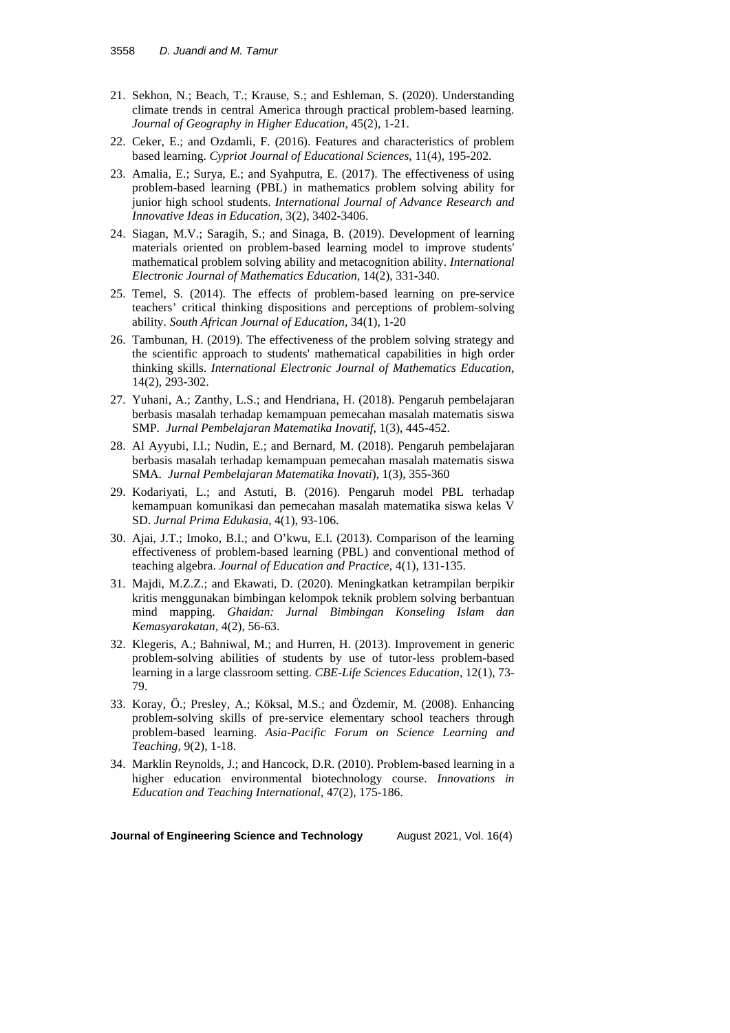21. Sekhon, N.; Beach, T.; Krause, S.; and Eshleman, S. (2020). Understanding climate trends in central America through practical problem-based learning. *Journal of Geography in Higher Education*, 45(2), 1-21.
22. Ceker, E.; and Ozdamli, F. (2016). Features and characteristics of problem based learning. *Cypriot Journal of Educational Sciences*, 11(4), 195-202.
23. Amalia, E.; Surya, E.; and Syahputra, E. (2017). The effectiveness of using problem-based learning (PBL) in mathematics problem solving ability for junior high school students. *International Journal of Advance Research and Innovative Ideas in Education*, 3(2), 3402-3406.
24. Siagan, M.V.; Saragih, S.; and Sinaga, B. (2019). Development of learning materials oriented on problem-based learning model to improve students' mathematical problem solving ability and metacognition ability. *International Electronic Journal of Mathematics Education*, 14(2), 331-340.
25. Temel, S. (2014). The effects of problem-based learning on pre-service teachers' critical thinking dispositions and perceptions of problem-solving ability. *South African Journal of Education*, 34(1), 1-20
26. Tambunan, H. (2019). The effectiveness of the problem solving strategy and the scientific approach to students' mathematical capabilities in high order thinking skills. *International Electronic Journal of Mathematics Education*, 14(2), 293-302.
27. Yuhani, A.; Zanthy, L.S.; and Hendriana, H. (2018). Pengaruh pembelajaran berbasis masalah terhadap kemampuan pemecahan masalah matematis siswa SMP. *Jurnal Pembelajaran Matematika Inovatif*, 1(3), 445-452.
28. Al Ayyubi, I.I.; Nudin, E.; and Bernard, M. (2018). Pengaruh pembelajaran berbasis masalah terhadap kemampuan pemecahan masalah matematis siswa SMA. *Jurnal Pembelajaran Matematika Inovati*), 1(3), 355-360
29. Kodariyati, L.; and Astuti, B. (2016). Pengaruh model PBL terhadap kemampuan komunikasi dan pemecahan masalah matematika siswa kelas V SD. *Jurnal Prima Edukasia*, 4(1), 93-106.
30. Ajai, J.T.; Imoko, B.I.; and O'kwu, E.I. (2013). Comparison of the learning effectiveness of problem-based learning (PBL) and conventional method of teaching algebra. *Journal of Education and Practice*, 4(1), 131-135.
31. Majdi, M.Z.Z.; and Ekawati, D. (2020). Meningkatkan ketrampilan berpikir kritis menggunakan bimbingan kelompok teknik problem solving berbantuan mind mapping. *Ghaidan: Jurnal Bimbingan Konseling Islam dan Kemasyarakatan*, 4(2), 56-63.
32. Klegeris, A.; Bahniwal, M.; and Hurren, H. (2013). Improvement in generic problem-solving abilities of students by use of tutor-less problem-based learning in a large classroom setting. *CBE-Life Sciences Education*, 12(1), 73-79.
33. Koray, Ö.; Presley, A.; Köksal, M.S.; and Özdemir, M. (2008). Enhancing problem-solving skills of pre-service elementary school teachers through problem-based learning. *Asia-Pacific Forum on Science Learning and Teaching*, 9(2), 1-18.
34. Marklin Reynolds, J.; and Hancock, D.R. (2010). Problem-based learning in a higher education environmental biotechnology course. *Innovations in Education and Teaching International*, 47(2), 175-186.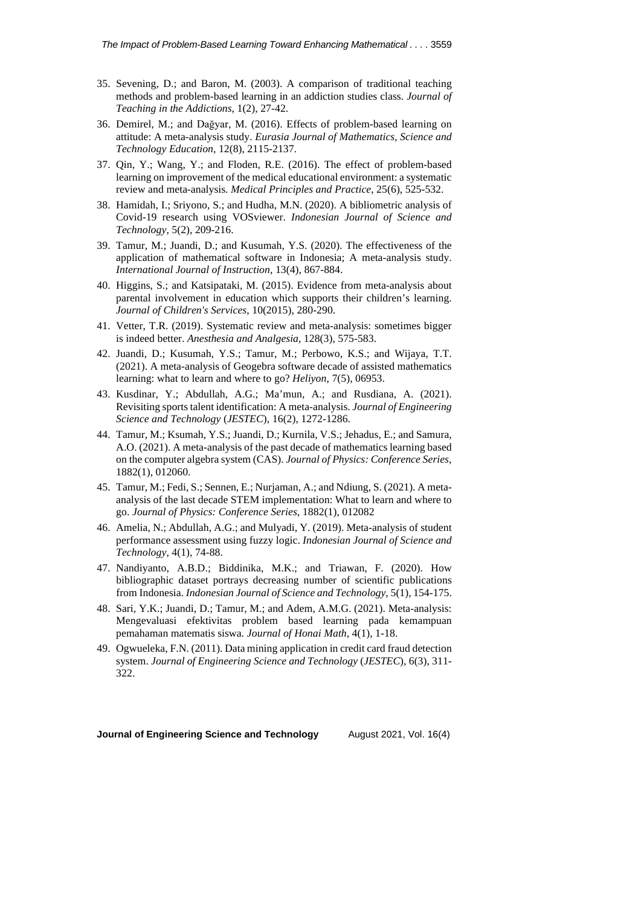35. Sevening, D.; and Baron, M. (2003). A comparison of traditional teaching methods and problem-based learning in an addiction studies class. *Journal of Teaching in the Addictions*, 1(2), 27-42.
36. Demirel, M.; and Dağyar, M. (2016). Effects of problem-based learning on attitude: A meta-analysis study. *Eurasia Journal of Mathematics, Science and Technology Education*, 12(8), 2115-2137.
37. Qin, Y.; Wang, Y.; and Floden, R.E. (2016). The effect of problem-based learning on improvement of the medical educational environment: a systematic review and meta-analysis. *Medical Principles and Practice*, 25(6), 525-532.
38. Hamidah, I.; Sriyono, S.; and Hudha, M.N. (2020). A bibliometric analysis of Covid-19 research using VOSviewer. *Indonesian Journal of Science and Technology*, 5(2), 209-216.
39. Tamur, M.; Juandi, D.; and Kusumah, Y.S. (2020). The effectiveness of the application of mathematical software in Indonesia; A meta-analysis study. *International Journal of Instruction*, 13(4), 867-884.
40. Higgins, S.; and Katsipataki, M. (2015). Evidence from meta-analysis about parental involvement in education which supports their children's learning. *Journal of Children's Services*, 10(2015), 280-290.
41. Vetter, T.R. (2019). Systematic review and meta-analysis: sometimes bigger is indeed better. *Anesthesia and Analgesia*, 128(3), 575-583.
42. Juandi, D.; Kusumah, Y.S.; Tamur, M.; Perbowo, K.S.; and Wijaya, T.T. (2021). A meta-analysis of Geogebra software decade of assisted mathematics learning: what to learn and where to go? *Heliyon*, 7(5), 06953.
43. Kusdinar, Y.; Abdullah, A.G.; Ma'mun, A.; and Rusdiana, A. (2021). Revisiting sports talent identification: A meta-analysis. *Journal of Engineering Science and Technology* (*JESTEC*), 16(2), 1272-1286.
44. Tamur, M.; Ksumah, Y.S.; Juandi, D.; Kurnila, V.S.; Jehadus, E.; and Samura, A.O. (2021). A meta-analysis of the past decade of mathematics learning based on the computer algebra system (CAS). *Journal of Physics: Conference Series*, 1882(1), 012060.
45. Tamur, M.; Fedi, S.; Sennen, E.; Nurjaman, A.; and Ndiung, S. (2021). A meta-analysis of the last decade STEM implementation: What to learn and where to go. *Journal of Physics: Conference Series*, 1882(1), 012082
46. Amelia, N.; Abdullah, A.G.; and Mulyadi, Y. (2019). Meta-analysis of student performance assessment using fuzzy logic. *Indonesian Journal of Science and Technology*, 4(1), 74-88.
47. Nandiyanto, A.B.D.; Biddinika, M.K.; and Triawan, F. (2020). How bibliographic dataset portrays decreasing number of scientific publications from Indonesia. *Indonesian Journal of Science and Technology*, 5(1), 154-175.
48. Sari, Y.K.; Juandi, D.; Tamur, M.; and Adem, A.M.G. (2021). Meta-analysis: Mengevaluasi efektivitas problem based learning pada kemampuan pemahaman matematis siswa. *Journal of Honai Math*, 4(1), 1-18.
49. Ogwueleka, F.N. (2011). Data mining application in credit card fraud detection system. *Journal of Engineering Science and Technology* (*JESTEC*), 6(3), 311-322.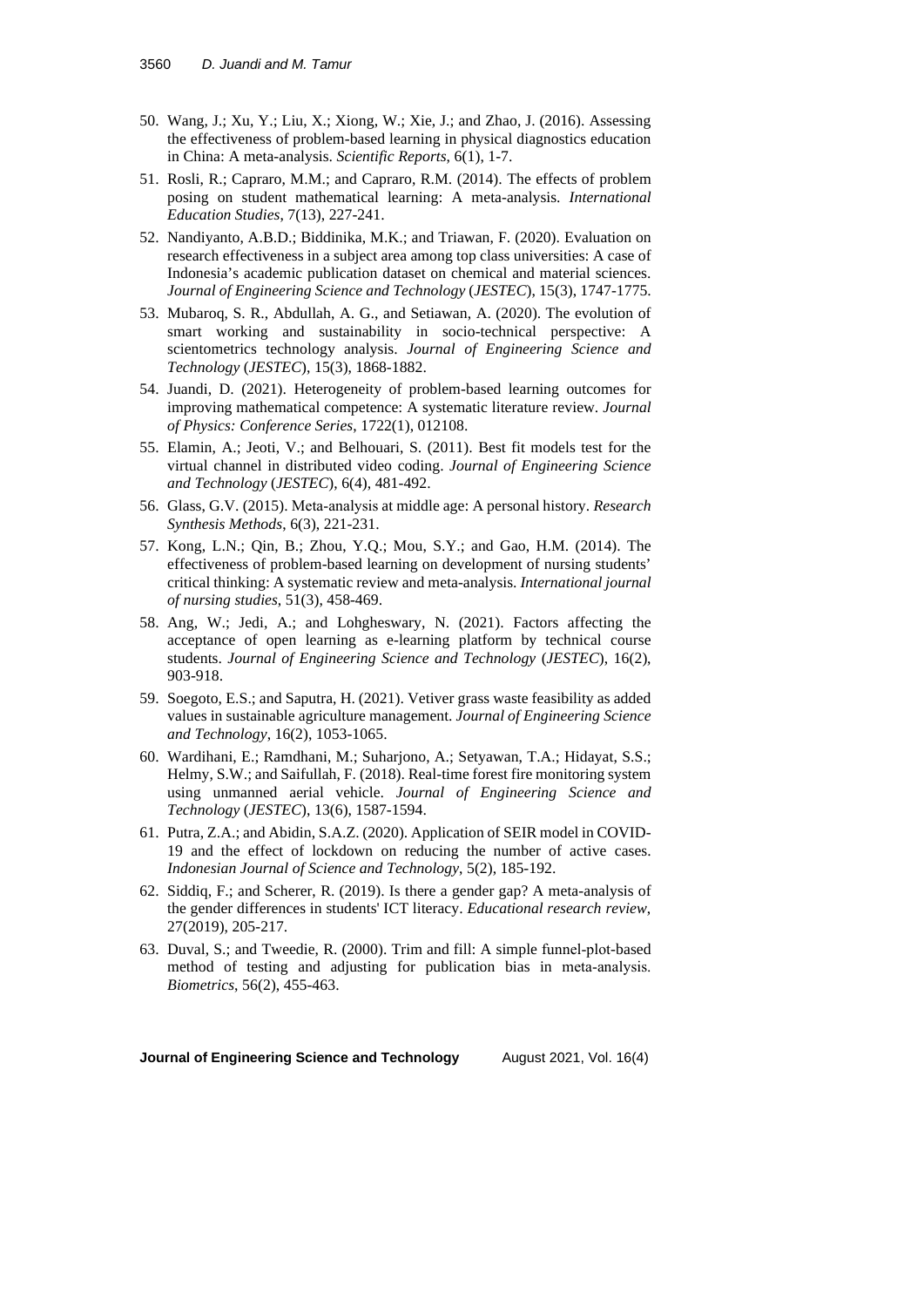50. Wang, J.; Xu, Y.; Liu, X.; Xiong, W.; Xie, J.; and Zhao, J. (2016). Assessing the effectiveness of problem-based learning in physical diagnostics education in China: A meta-analysis. *Scientific Reports*, 6(1), 1-7.
51. Rosli, R.; Capraro, M.M.; and Capraro, R.M. (2014). The effects of problem posing on student mathematical learning: A meta-analysis. *International Education Studies*, 7(13), 227-241.
52. Nandiyanto, A.B.D.; Biddinika, M.K.; and Triawan, F. (2020). Evaluation on research effectiveness in a subject area among top class universities: A case of Indonesia's academic publication dataset on chemical and material sciences. *Journal of Engineering Science and Technology* (*JESTEC*), 15(3), 1747-1775.
53. Mubaroq, S. R., Abdullah, A. G., and Setiawan, A. (2020). The evolution of smart working and sustainability in socio-technical perspective: A scientometrics technology analysis. *Journal of Engineering Science and Technology* (*JESTEC*), 15(3), 1868-1882.
54. Juandi, D. (2021). Heterogeneity of problem-based learning outcomes for improving mathematical competence: A systematic literature review. *Journal of Physics: Conference Series*, 1722(1), 012108.
55. Elamin, A.; Jeoti, V.; and Belhouari, S. (2011). Best fit models test for the virtual channel in distributed video coding. *Journal of Engineering Science and Technology* (*JESTEC*), 6(4), 481-492.
56. Glass, G.V. (2015). Meta-analysis at middle age: A personal history. *Research Synthesis Methods*, 6(3), 221-231.
57. Kong, L.N.; Qin, B.; Zhou, Y.Q.; Mou, S.Y.; and Gao, H.M. (2014). The effectiveness of problem-based learning on development of nursing students' critical thinking: A systematic review and meta-analysis. *International journal of nursing studies*, 51(3), 458-469.
58. Ang, W.; Jedi, A.; and Lohgheswary, N. (2021). Factors affecting the acceptance of open learning as e-learning platform by technical course students. *Journal of Engineering Science and Technology* (*JESTEC*), 16(2), 903-918.
59. Soegoto, E.S.; and Saputra, H. (2021). Vetiver grass waste feasibility as added values in sustainable agriculture management. *Journal of Engineering Science and Technology*, 16(2), 1053-1065.
60. Wardihani, E.; Ramdhani, M.; Suharjono, A.; Setyawan, T.A.; Hidayat, S.S.; Helmy, S.W.; and Saifullah, F. (2018). Real-time forest fire monitoring system using unmanned aerial vehicle. *Journal of Engineering Science and Technology* (*JESTEC*), 13(6), 1587-1594.
61. Putra, Z.A.; and Abidin, S.A.Z. (2020). Application of SEIR model in COVID-19 and the effect of lockdown on reducing the number of active cases. *Indonesian Journal of Science and Technology*, 5(2), 185-192.
62. Siddiq, F.; and Scherer, R. (2019). Is there a gender gap? A meta-analysis of the gender differences in students' ICT literacy. *Educational research review*, 27(2019), 205-217.
63. Duval, S.; and Tweedie, R. (2000). Trim and fill: A simple funnel-plot-based method of testing and adjusting for publication bias in meta-analysis. *Biometrics*, 56(2), 455-463.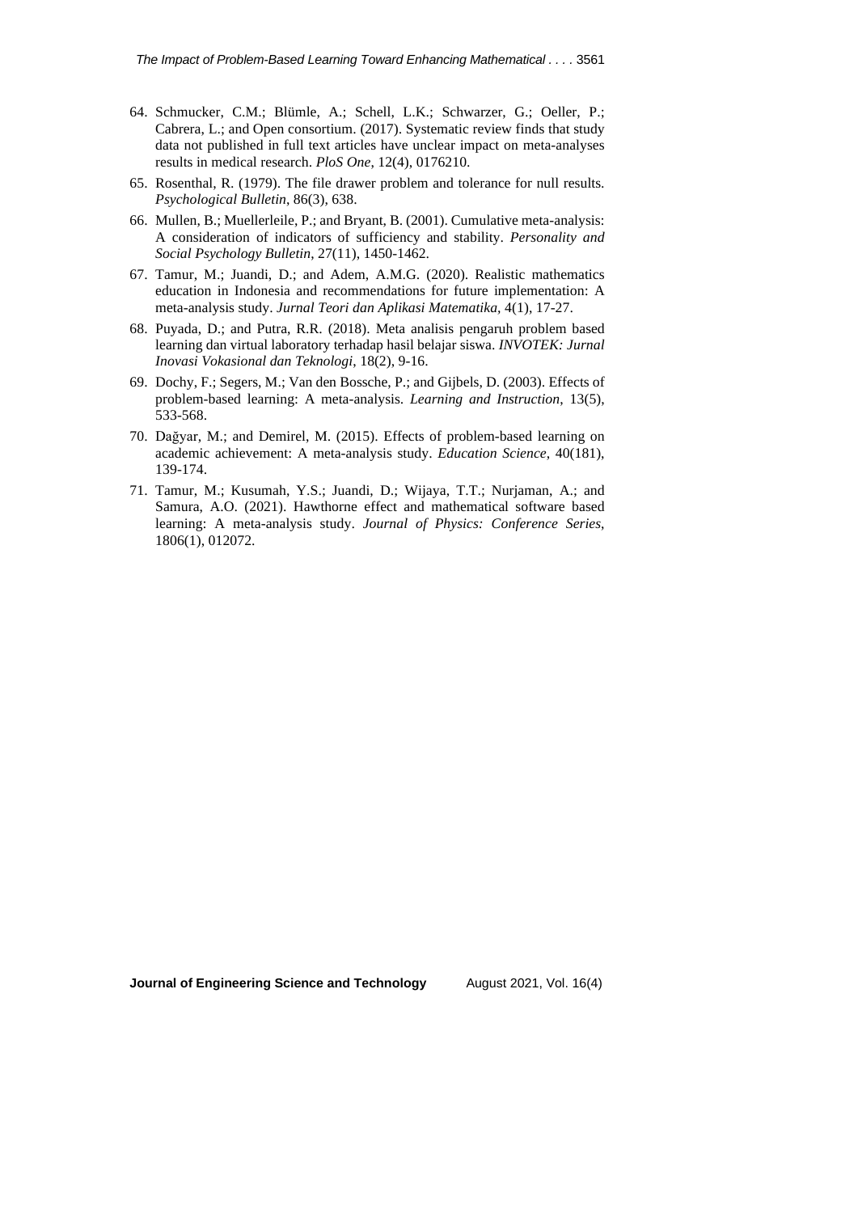64. Schmucker, C.M.; Blümle, A.; Schell, L.K.; Schwarzer, G.; Oeller, P.; Cabrera, L.; and Open consortium. (2017). Systematic review finds that study data not published in full text articles have unclear impact on meta-analyses results in medical research. *PloS One*, 12(4), 0176210.
65. Rosenthal, R. (1979). The file drawer problem and tolerance for null results. *Psychological Bulletin*, 86(3), 638.
66. Mullen, B.; Muellerleile, P.; and Bryant, B. (2001). Cumulative meta-analysis: A consideration of indicators of sufficiency and stability. *Personality and Social Psychology Bulletin*, 27(11), 1450-1462.
67. Tamur, M.; Juandi, D.; and Adem, A.M.G. (2020). Realistic mathematics education in Indonesia and recommendations for future implementation: A meta-analysis study. *Jurnal Teori dan Aplikasi Matematika*, 4(1), 17-27.
68. Puyada, D.; and Putra, R.R. (2018). Meta analisis pengaruh problem based learning dan virtual laboratory terhadap hasil belajar siswa. *INVOTEK: Jurnal Inovasi Vokasional dan Teknologi*, 18(2), 9-16.
69. Dochy, F.; Segers, M.; Van den Bossche, P.; and Gijbels, D. (2003). Effects of problem-based learning: A meta-analysis. *Learning and Instruction*, 13(5), 533-568.
70. Dağyar, M.; and Demirel, M. (2015). Effects of problem-based learning on academic achievement: A meta-analysis study. *Education Science*, 40(181), 139-174.
71. Tamur, M.; Kusumah, Y.S.; Juandi, D.; Wijaya, T.T.; Nurjaman, A.; and Samura, A.O. (2021). Hawthorne effect and mathematical software based learning: A meta-analysis study. *Journal of Physics: Conference Series*, 1806(1), 012072.